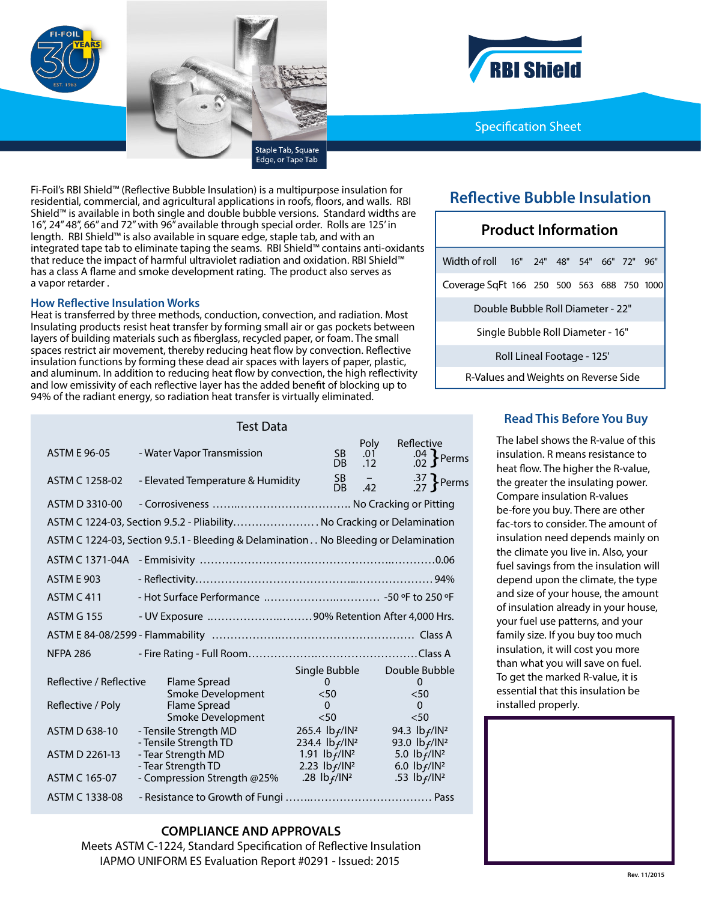FI-FOIL 30 YEARS EST. 1983

Staple Tab, Square Edge, or Tape Tab

# RBI Shield

Specification Sheet

Fi-Foil's RBI Shield™ (Reflective Bubble Insulation) is a multipurpose insulation for residential, commercial, and agricultural applications in roofs, floors, and walls. RBI Shield™ is available in both single and double bubble versions. Standard widths are 16", 24" 48", 66" and 72" with 96" available through special order. Rolls are 125' in length. RBI Shield™ is also available in square edge, staple tab, and with an integrated tape tab to eliminate taping the seams. RBI Shield™ contains anti-oxidants that reduce the impact of harmful ultraviolet radiation and oxidation. RBI Shield™ has a class A flame and smoke development rating. The product also serves as a vapor retarder .

## How Reflective Insulation Works

Heat is transferred by three methods, conduction, convection, and radiation. Most Insulating products resist heat transfer by forming small air or gas pockets between layers of building materials such as fiberglass, recycled paper, or foam. The small spaces restrict air movement, thereby reducing heat flow by convection. Reflective insulation functions by forming these dead air spaces with layers of paper, plastic, and aluminum. In addition to reducing heat flow by convection, the high reflectivity and low emissivity of each reflective layer has the added benefit of blocking up to 94% of the radiant energy, so radiation heat transfer is virtually eliminated.

## Reflective Bubble Insulation

### Product Information

| Width of roll | 16" | 24" | 48" | 54" | 66" | 72" | 96" |
|---|---|---|---|---|---|---|---|
| Coverage SqFt | 166 | 250 | 500 | 563 | 688 | 750 | 1000 |

Double Bubble Roll Diameter - 22"

Single Bubble Roll Diameter - 16"

Roll Lineal Footage - 125'

R-Values and Weights on Reverse Side

### Test Data

| Test | Property | | Poly | Reflective | |
|---|---|---|---|---|---|
| ASTM E 96-05 | - Water Vapor Transmission | SB / DB | .01 / .12 | .04 / .02 | Perms |
| ASTM C 1258-02 | - Elevated Temperature & Humidity | SB / DB | – / .42 | .37 / .27 | Perms |

| Test | Property | Result |
|---|---|---|
| ASTM D 3310-00 | - Corrosiveness | No Cracking or Pitting |
| ASTM C 1224-03, Section 9.5.2 | - Pliability | No Cracking or Delamination |
| ASTM C 1224-03, Section 9.5.1 | - Bleeding & Delamination | No Bleeding or Delamination |
| ASTM C 1371-04A | - Emmisivity | 0.06 |
| ASTM E 903 | - Reflectivity | 94% |
| ASTM C 411 | - Hot Surface Performance | -50 ºF to 250 ºF |
| ASTM G 155 | - UV Exposure | 90% Retention After 4,000 Hrs. |
| ASTM E 84-08/2599 | - Flammability | Class A |
| NFPA 286 | - Fire Rating - Full Room | Class A |

| | | Single Bubble | Double Bubble |
|---|---|---|---|
| Reflective / Reflective | Flame Spread | 0 | 0 |
| | Smoke Development | <50 | <50 |
| Reflective / Poly | Flame Spread | 0 | 0 |
| | Smoke Development | <50 | <50 |
| ASTM D 638-10 | - Tensile Strength MD | 265.4 lbƒ/IN² | 94.3 lbƒ/IN² |
| | - Tensile Strength TD | 234.4 lbƒ/IN² | 93.0 lbƒ/IN² |
| ASTM D 2261-13 | - Tear Strength MD | 1.91 lbƒ/IN² | 5.0 lbƒ/IN² |
| | - Tear Strength TD | 2.23 lbƒ/IN² | 6.0 lbƒ/IN² |
| ASTM C 165-07 | - Compression Strength @25% | .28 lbƒ/IN² | .53 lbƒ/IN² |

| Test | Property | Result |
|---|---|---|
| ASTM C 1338-08 | - Resistance to Growth of Fungi | Pass |

## Read This Before You Buy

The label shows the R-value of this insulation. R means resistance to heat flow. The higher the R-value, the greater the insulating power. Compare insulation R-values be-fore you buy. There are other fac-tors to consider. The amount of insulation need depends mainly on the climate you live in. Also, your fuel savings from the insulation will depend upon the climate, the type and size of your house, the amount of insulation already in your house, your fuel use patterns, and your family size. If you buy too much insulation, it will cost you more than what you will save on fuel. To get the marked R-value, it is essential that this insulation be installed properly.

## COMPLIANCE AND APPROVALS

Meets ASTM C-1224, Standard Specification of Reflective Insulation

IAPMO UNIFORM ES Evaluation Report #0291 - Issued: 2015

Rev. 11/2015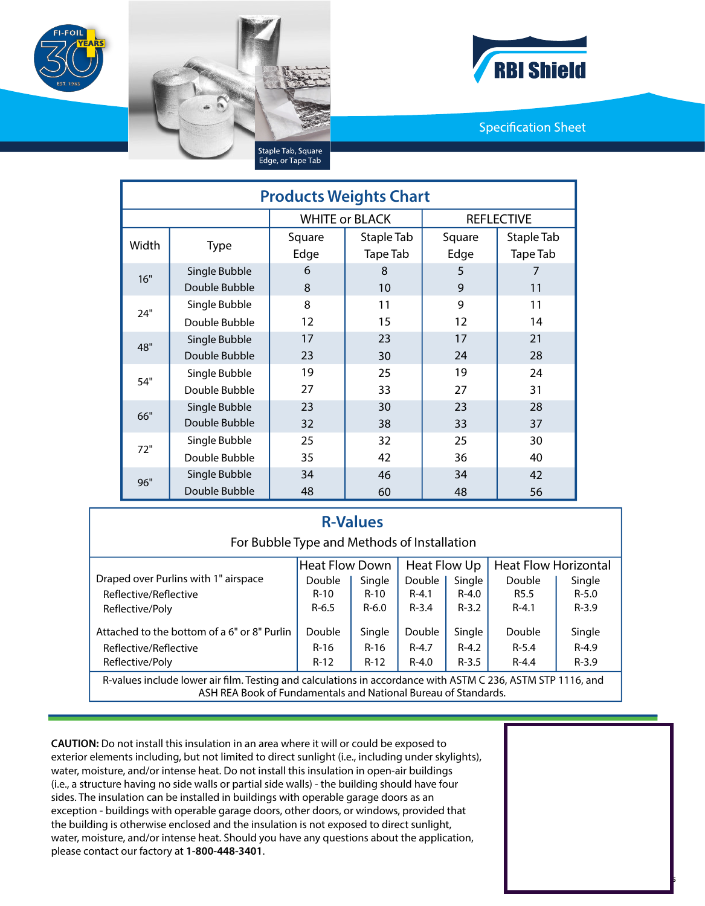Staple Tab, Square Edge, or Tape Tab

RBI Shield

Specification Sheet

## Products Weights Chart

| Width | Type | WHITE or BLACK Square Edge | WHITE or BLACK Staple Tab Tape Tab | REFLECTIVE Square Edge | REFLECTIVE Staple Tab Tape Tab |
|---|---|---|---|---|---|
| 16" | Single Bubble | 6 | 8 | 5 | 7 |
| | Double Bubble | 8 | 10 | 9 | 11 |
| 24" | Single Bubble | 8 | 11 | 9 | 11 |
| | Double Bubble | 12 | 15 | 12 | 14 |
| 48" | Single Bubble | 17 | 23 | 17 | 21 |
| | Double Bubble | 23 | 30 | 24 | 28 |
| 54" | Single Bubble | 19 | 25 | 19 | 24 |
| | Double Bubble | 27 | 33 | 27 | 31 |
| 66" | Single Bubble | 23 | 30 | 23 | 28 |
| | Double Bubble | 32 | 38 | 33 | 37 |
| 72" | Single Bubble | 25 | 32 | 25 | 30 |
| | Double Bubble | 35 | 42 | 36 | 40 |
| 96" | Single Bubble | 34 | 46 | 34 | 42 |
| | Double Bubble | 48 | 60 | 48 | 56 |

## R-Values

For Bubble Type and Methods of Installation

| | Heat Flow Down | | Heat Flow Up | | Heat Flow Horizontal | |
|---|---|---|---|---|---|---|
| Draped over Purlins with 1" airspace | Double | Single | Double | Single | Double | Single |
| Reflective/Reflective | R-10 | R-10 | R-4.1 | R-4.0 | R5.5 | R-5.0 |
| Reflective/Poly | R-6.5 | R-6.0 | R-3.4 | R-3.2 | R-4.1 | R-3.9 |
| Attached to the bottom of a 6" or 8" Purlin | Double | Single | Double | Single | Double | Single |
| Reflective/Reflective | R-16 | R-16 | R-4.7 | R-4.2 | R-5.4 | R-4.9 |
| Reflective/Poly | R-12 | R-12 | R-4.0 | R-3.5 | R-4.4 | R-3.9 |

R-values include lower air film. Testing and calculations in accordance with ASTM C 236, ASTM STP 1116, and ASH REA Book of Fundamentals and National Bureau of Standards.

**CAUTION:** Do not install this insulation in an area where it will or could be exposed to exterior elements including, but not limited to direct sunlight (i.e., including under skylights), water, moisture, and/or intense heat. Do not install this insulation in open-air buildings (i.e., a structure having no side walls or partial side walls) - the building should have four sides. The insulation can be installed in buildings with operable garage doors as an exception - buildings with operable garage doors, other doors, or windows, provided that the building is otherwise enclosed and the insulation is not exposed to direct sunlight, water, moisture, and/or intense heat. Should you have any questions about the application, please contact our factory at **1-800-448-3401**.